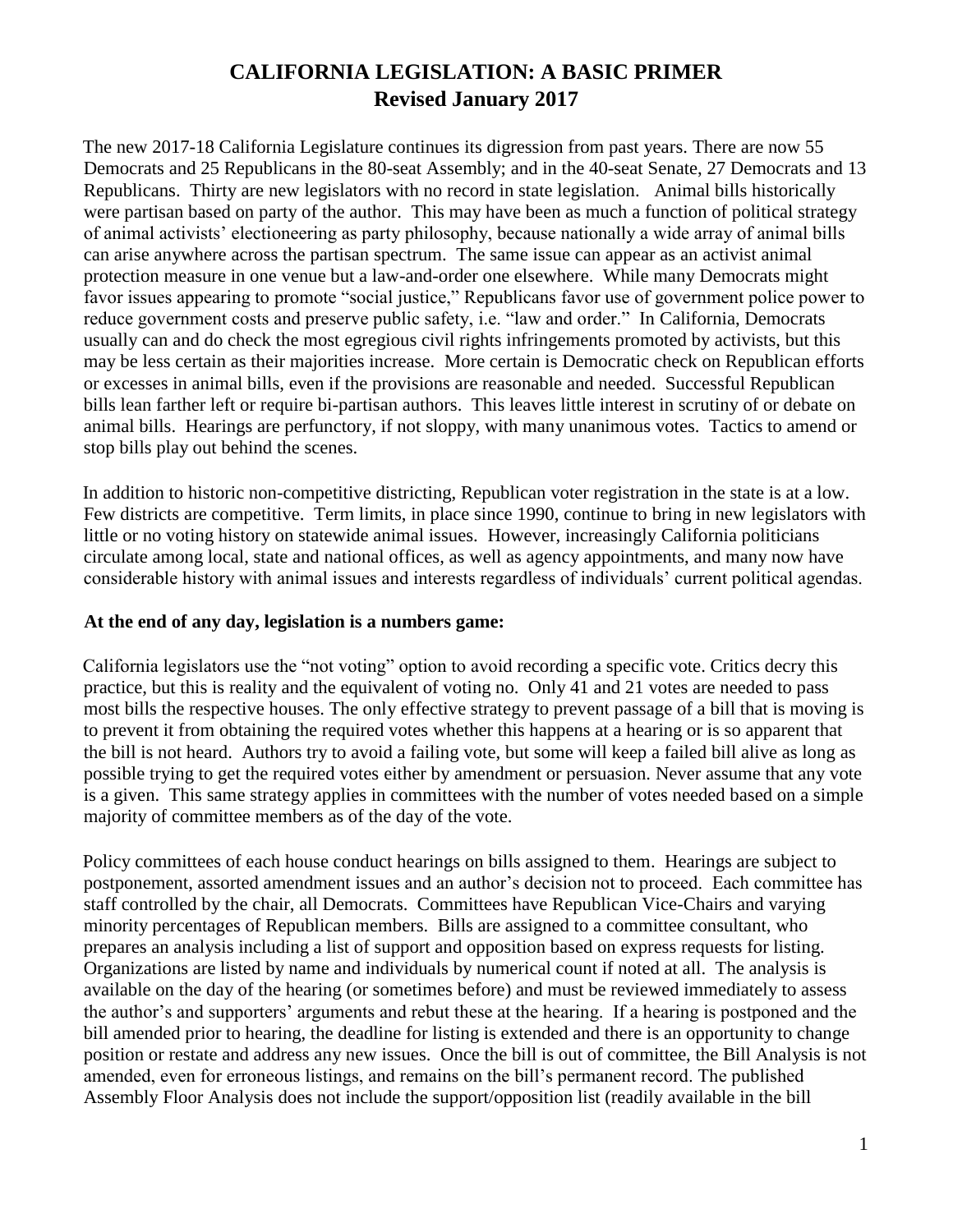# CALIFORNIA LEGISLATION: A BASIC PRIMER
## Revised January 2017

The new 2017-18 California Legislature continues its digression from past years. There are now 55 Democrats and 25 Republicans in the 80-seat Assembly; and in the 40-seat Senate, 27 Democrats and 13 Republicans. Thirty are new legislators with no record in state legislation. Animal bills historically were partisan based on party of the author. This may have been as much a function of political strategy of animal activists' electioneering as party philosophy, because nationally a wide array of animal bills can arise anywhere across the partisan spectrum. The same issue can appear as an activist animal protection measure in one venue but a law-and-order one elsewhere. While many Democrats might favor issues appearing to promote "social justice," Republicans favor use of government police power to reduce government costs and preserve public safety, i.e. "law and order." In California, Democrats usually can and do check the most egregious civil rights infringements promoted by activists, but this may be less certain as their majorities increase. More certain is Democratic check on Republican efforts or excesses in animal bills, even if the provisions are reasonable and needed. Successful Republican bills lean farther left or require bi-partisan authors. This leaves little interest in scrutiny of or debate on animal bills. Hearings are perfunctory, if not sloppy, with many unanimous votes. Tactics to amend or stop bills play out behind the scenes.

In addition to historic non-competitive districting, Republican voter registration in the state is at a low. Few districts are competitive. Term limits, in place since 1990, continue to bring in new legislators with little or no voting history on statewide animal issues. However, increasingly California politicians circulate among local, state and national offices, as well as agency appointments, and many now have considerable history with animal issues and interests regardless of individuals' current political agendas.

**At the end of any day, legislation is a numbers game:**

California legislators use the "not voting" option to avoid recording a specific vote. Critics decry this practice, but this is reality and the equivalent of voting no. Only 41 and 21 votes are needed to pass most bills the respective houses. The only effective strategy to prevent passage of a bill that is moving is to prevent it from obtaining the required votes whether this happens at a hearing or is so apparent that the bill is not heard. Authors try to avoid a failing vote, but some will keep a failed bill alive as long as possible trying to get the required votes either by amendment or persuasion. Never assume that any vote is a given. This same strategy applies in committees with the number of votes needed based on a simple majority of committee members as of the day of the vote.

Policy committees of each house conduct hearings on bills assigned to them. Hearings are subject to postponement, assorted amendment issues and an author's decision not to proceed. Each committee has staff controlled by the chair, all Democrats. Committees have Republican Vice-Chairs and varying minority percentages of Republican members. Bills are assigned to a committee consultant, who prepares an analysis including a list of support and opposition based on express requests for listing. Organizations are listed by name and individuals by numerical count if noted at all. The analysis is available on the day of the hearing (or sometimes before) and must be reviewed immediately to assess the author's and supporters' arguments and rebut these at the hearing. If a hearing is postponed and the bill amended prior to hearing, the deadline for listing is extended and there is an opportunity to change position or restate and address any new issues. Once the bill is out of committee, the Bill Analysis is not amended, even for erroneous listings, and remains on the bill's permanent record. The published Assembly Floor Analysis does not include the support/opposition list (readily available in the bill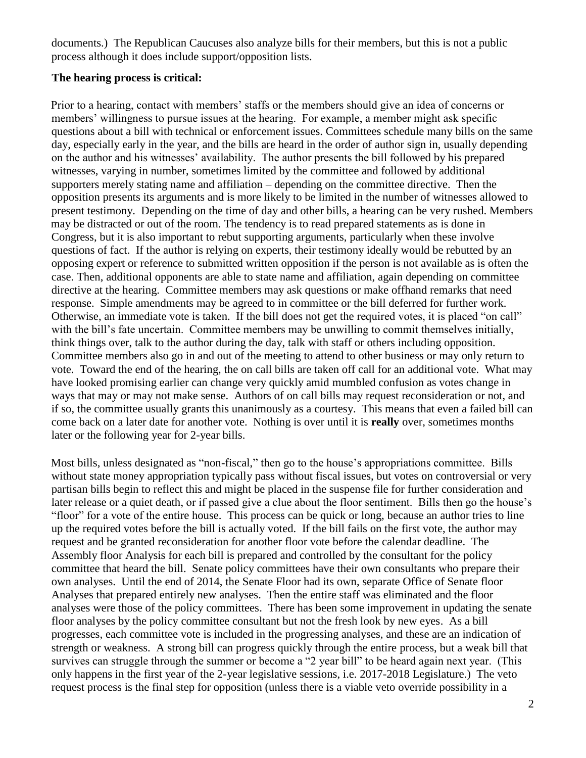documents.) The Republican Caucuses also analyze bills for their members, but this is not a public process although it does include support/opposition lists.

**The hearing process is critical:**

Prior to a hearing, contact with members' staffs or the members should give an idea of concerns or members' willingness to pursue issues at the hearing. For example, a member might ask specific questions about a bill with technical or enforcement issues. Committees schedule many bills on the same day, especially early in the year, and the bills are heard in the order of author sign in, usually depending on the author and his witnesses' availability. The author presents the bill followed by his prepared witnesses, varying in number, sometimes limited by the committee and followed by additional supporters merely stating name and affiliation – depending on the committee directive. Then the opposition presents its arguments and is more likely to be limited in the number of witnesses allowed to present testimony. Depending on the time of day and other bills, a hearing can be very rushed. Members may be distracted or out of the room. The tendency is to read prepared statements as is done in Congress, but it is also important to rebut supporting arguments, particularly when these involve questions of fact. If the author is relying on experts, their testimony ideally would be rebutted by an opposing expert or reference to submitted written opposition if the person is not available as is often the case. Then, additional opponents are able to state name and affiliation, again depending on committee directive at the hearing. Committee members may ask questions or make offhand remarks that need response. Simple amendments may be agreed to in committee or the bill deferred for further work. Otherwise, an immediate vote is taken. If the bill does not get the required votes, it is placed "on call" with the bill's fate uncertain. Committee members may be unwilling to commit themselves initially, think things over, talk to the author during the day, talk with staff or others including opposition. Committee members also go in and out of the meeting to attend to other business or may only return to vote. Toward the end of the hearing, the on call bills are taken off call for an additional vote. What may have looked promising earlier can change very quickly amid mumbled confusion as votes change in ways that may or may not make sense. Authors of on call bills may request reconsideration or not, and if so, the committee usually grants this unanimously as a courtesy. This means that even a failed bill can come back on a later date for another vote. Nothing is over until it is **really** over, sometimes months later or the following year for 2-year bills.

Most bills, unless designated as "non-fiscal," then go to the house's appropriations committee. Bills without state money appropriation typically pass without fiscal issues, but votes on controversial or very partisan bills begin to reflect this and might be placed in the suspense file for further consideration and later release or a quiet death, or if passed give a clue about the floor sentiment. Bills then go the house's "floor" for a vote of the entire house. This process can be quick or long, because an author tries to line up the required votes before the bill is actually voted. If the bill fails on the first vote, the author may request and be granted reconsideration for another floor vote before the calendar deadline. The Assembly floor Analysis for each bill is prepared and controlled by the consultant for the policy committee that heard the bill. Senate policy committees have their own consultants who prepare their own analyses. Until the end of 2014, the Senate Floor had its own, separate Office of Senate floor Analyses that prepared entirely new analyses. Then the entire staff was eliminated and the floor analyses were those of the policy committees. There has been some improvement in updating the senate floor analyses by the policy committee consultant but not the fresh look by new eyes. As a bill progresses, each committee vote is included in the progressing analyses, and these are an indication of strength or weakness. A strong bill can progress quickly through the entire process, but a weak bill that survives can struggle through the summer or become a "2 year bill" to be heard again next year. (This only happens in the first year of the 2-year legislative sessions, i.e. 2017-2018 Legislature.) The veto request process is the final step for opposition (unless there is a viable veto override possibility in a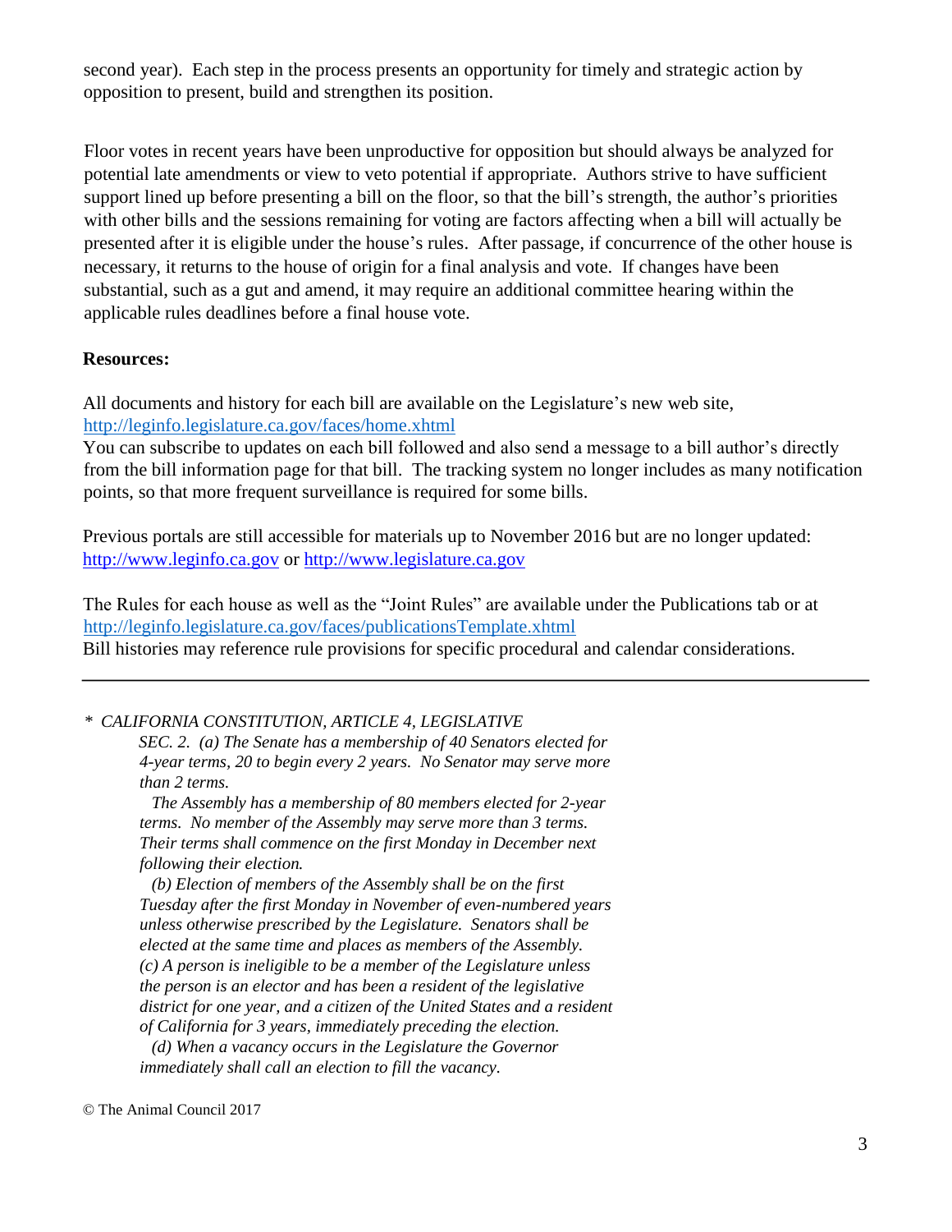second year). Each step in the process presents an opportunity for timely and strategic action by opposition to present, build and strengthen its position.

Floor votes in recent years have been unproductive for opposition but should always be analyzed for potential late amendments or view to veto potential if appropriate. Authors strive to have sufficient support lined up before presenting a bill on the floor, so that the bill's strength, the author's priorities with other bills and the sessions remaining for voting are factors affecting when a bill will actually be presented after it is eligible under the house's rules. After passage, if concurrence of the other house is necessary, it returns to the house of origin for a final analysis and vote. If changes have been substantial, such as a gut and amend, it may require an additional committee hearing within the applicable rules deadlines before a final house vote.

**Resources:**

All documents and history for each bill are available on the Legislature's new web site, http://leginfo.legislature.ca.gov/faces/home.xhtml
You can subscribe to updates on each bill followed and also send a message to a bill author's directly from the bill information page for that bill. The tracking system no longer includes as many notification points, so that more frequent surveillance is required for some bills.

Previous portals are still accessible for materials up to November 2016 but are no longer updated: http://www.leginfo.ca.gov or http://www.legislature.ca.gov

The Rules for each house as well as the "Joint Rules" are available under the Publications tab or at http://leginfo.legislature.ca.gov/faces/publicationsTemplate.xhtml
Bill histories may reference rule provisions for specific procedural and calendar considerations.

---

\* *CALIFORNIA CONSTITUTION, ARTICLE 4, LEGISLATIVE*

*SEC. 2. (a) The Senate has a membership of 40 Senators elected for 4-year terms, 20 to begin every 2 years. No Senator may serve more than 2 terms.*

*The Assembly has a membership of 80 members elected for 2-year terms. No member of the Assembly may serve more than 3 terms. Their terms shall commence on the first Monday in December next following their election.*

*(b) Election of members of the Assembly shall be on the first Tuesday after the first Monday in November of even-numbered years unless otherwise prescribed by the Legislature. Senators shall be elected at the same time and places as members of the Assembly.*

*(c) A person is ineligible to be a member of the Legislature unless the person is an elector and has been a resident of the legislative district for one year, and a citizen of the United States and a resident of California for 3 years, immediately preceding the election.*

*(d) When a vacancy occurs in the Legislature the Governor immediately shall call an election to fill the vacancy.*

© The Animal Council 2017